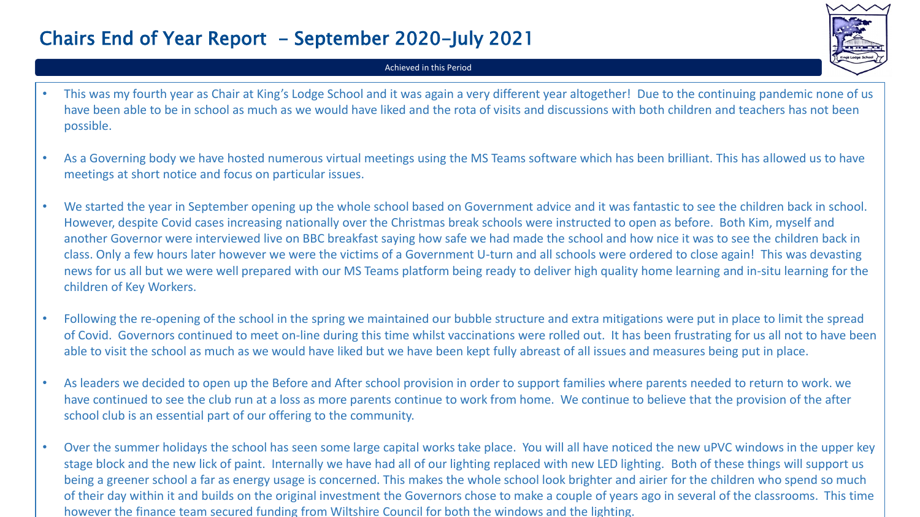# Chairs End of Year Report - September 2020–July 2021

Achieved in this Period

- This was my fourth year as Chair at King's Lodge School and it was again a very different year altogether! Due to the continuing pandemic none of us have been able to be in school as much as we would have liked and the rota of visits and discussions with both children and teachers has not been possible.

- As a Governing body we have hosted numerous virtual meetings using the MS Teams software which has been brilliant. This has allowed us to have meetings at short notice and focus on particular issues.

- We started the year in September opening up the whole school based on Government advice and it was fantastic to see the children back in school. However, despite Covid cases increasing nationally over the Christmas break schools were instructed to open as before. Both Kim, myself and another Governor were interviewed live on BBC breakfast saying how safe we had made the school and how nice it was to see the children back in class. Only a few hours later however we were the victims of a Government U-turn and all schools were ordered to close again! This was devasting news for us all but we were well prepared with our MS Teams platform being ready to deliver high quality home learning and in-situ learning for the children of Key Workers.

- Following the re-opening of the school in the spring we maintained our bubble structure and extra mitigations were put in place to limit the spread of Covid. Governors continued to meet on-line during this time whilst vaccinations were rolled out. It has been frustrating for us all not to have been able to visit the school as much as we would have liked but we have been kept fully abreast of all issues and measures being put in place.

- As leaders we decided to open up the Before and After school provision in order to support families where parents needed to return to work. we have continued to see the club run at a loss as more parents continue to work from home. We continue to believe that the provision of the after school club is an essential part of our offering to the community.

- Over the summer holidays the school has seen some large capital works take place. You will all have noticed the new uPVC windows in the upper key stage block and the new lick of paint. Internally we have had all of our lighting replaced with new LED lighting. Both of these things will support us being a greener school a far as energy usage is concerned. This makes the whole school look brighter and airier for the children who spend so much of their day within it and builds on the original investment the Governors chose to make a couple of years ago in several of the classrooms. This time however the finance team secured funding from Wiltshire Council for both the windows and the lighting.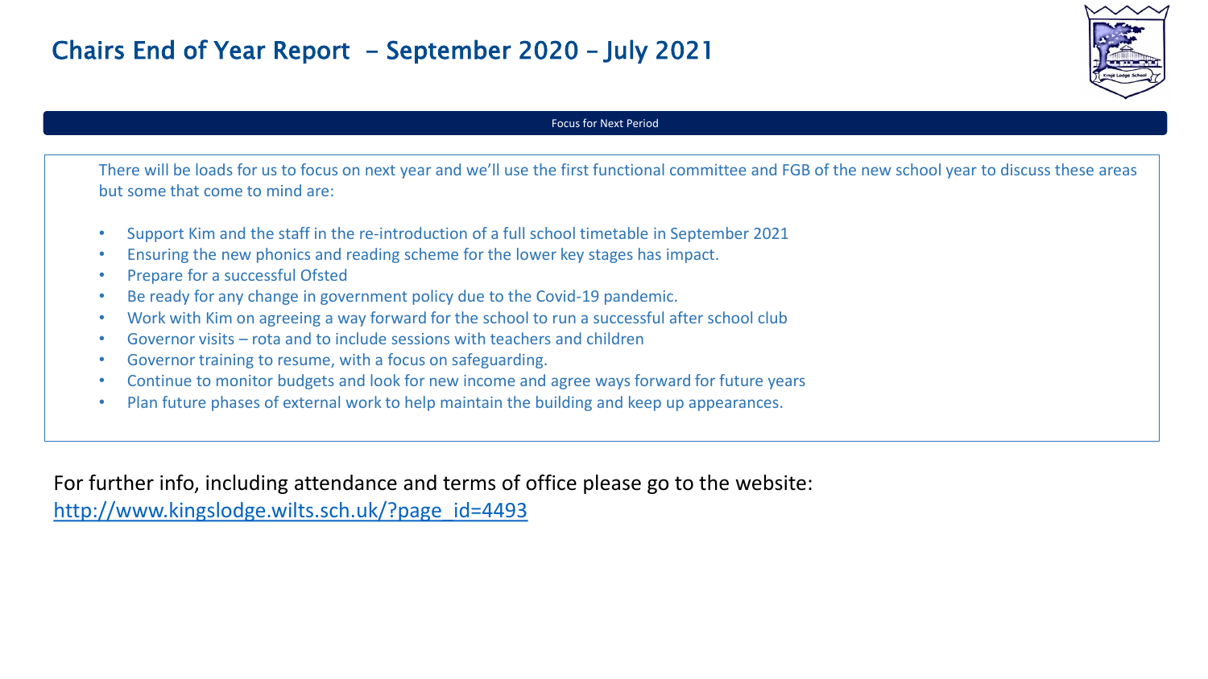# Chairs End of Year Report - September 2020 – July 2021

## Focus for Next Period

There will be loads for us to focus on next year and we'll use the first functional committee and FGB of the new school year to discuss these areas but some that come to mind are:

- Support Kim and the staff in the re-introduction of a full school timetable in September 2021
- Ensuring the new phonics and reading scheme for the lower key stages has impact.
- Prepare for a successful Ofsted
- Be ready for any change in government policy due to the Covid-19 pandemic.
- Work with Kim on agreeing a way forward for the school to run a successful after school club
- Governor visits – rota and to include sessions with teachers and children
- Governor training to resume, with a focus on safeguarding.
- Continue to monitor budgets and look for new income and agree ways forward for future years
- Plan future phases of external work to help maintain the building and keep up appearances.

For further info, including attendance and terms of office please go to the website:
[http://www.kingslodge.wilts.sch.uk/?page_id=4493](http://www.kingslodge.wilts.sch.uk/?page_id=4493)